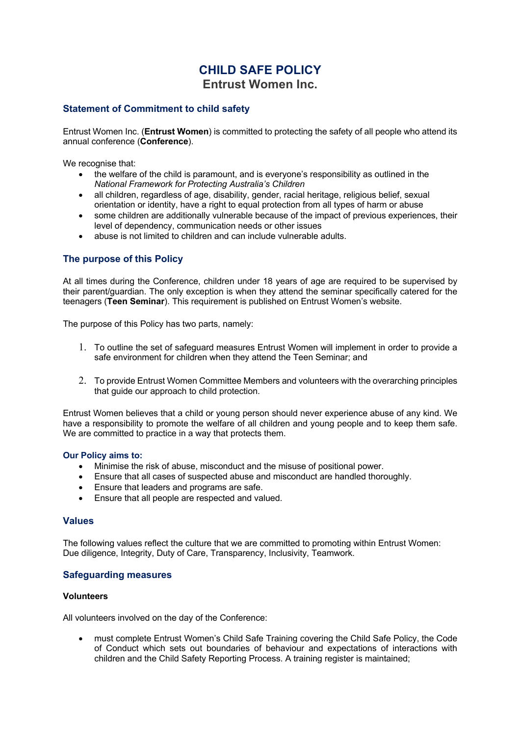# CHILD SAFE POLICY

## Entrust Women Inc.

### Statement of Commitment to child safety

Entrust Women Inc. (**Entrust Women**) is committed to protecting the safety of all people who attend its annual conference (**Conference**).

We recognise that:

- the welfare of the child is paramount, and is everyone's responsibility as outlined in the *National Framework for Protecting Australia's Children*
- all children, regardless of age, disability, gender, racial heritage, religious belief, sexual orientation or identity, have a right to equal protection from all types of harm or abuse
- some children are additionally vulnerable because of the impact of previous experiences, their level of dependency, communication needs or other issues
- abuse is not limited to children and can include vulnerable adults.

### The purpose of this Policy

At all times during the Conference, children under 18 years of age are required to be supervised by their parent/guardian. The only exception is when they attend the seminar specifically catered for the teenagers (**Teen Seminar**). This requirement is published on Entrust Women's website.

The purpose of this Policy has two parts, namely:

1. To outline the set of safeguard measures Entrust Women will implement in order to provide a safe environment for children when they attend the Teen Seminar; and

2. To provide Entrust Women Committee Members and volunteers with the overarching principles that guide our approach to child protection.

Entrust Women believes that a child or young person should never experience abuse of any kind. We have a responsibility to promote the welfare of all children and young people and to keep them safe. We are committed to practice in a way that protects them.

#### Our Policy aims to:

- Minimise the risk of abuse, misconduct and the misuse of positional power.
- Ensure that all cases of suspected abuse and misconduct are handled thoroughly.
- Ensure that leaders and programs are safe.
- Ensure that all people are respected and valued.

### Values

The following values reflect the culture that we are committed to promoting within Entrust Women: Due diligence, Integrity, Duty of Care, Transparency, Inclusivity, Teamwork.

### Safeguarding measures

#### Volunteers

All volunteers involved on the day of the Conference:

- must complete Entrust Women's Child Safe Training covering the Child Safe Policy, the Code of Conduct which sets out boundaries of behaviour and expectations of interactions with children and the Child Safety Reporting Process. A training register is maintained;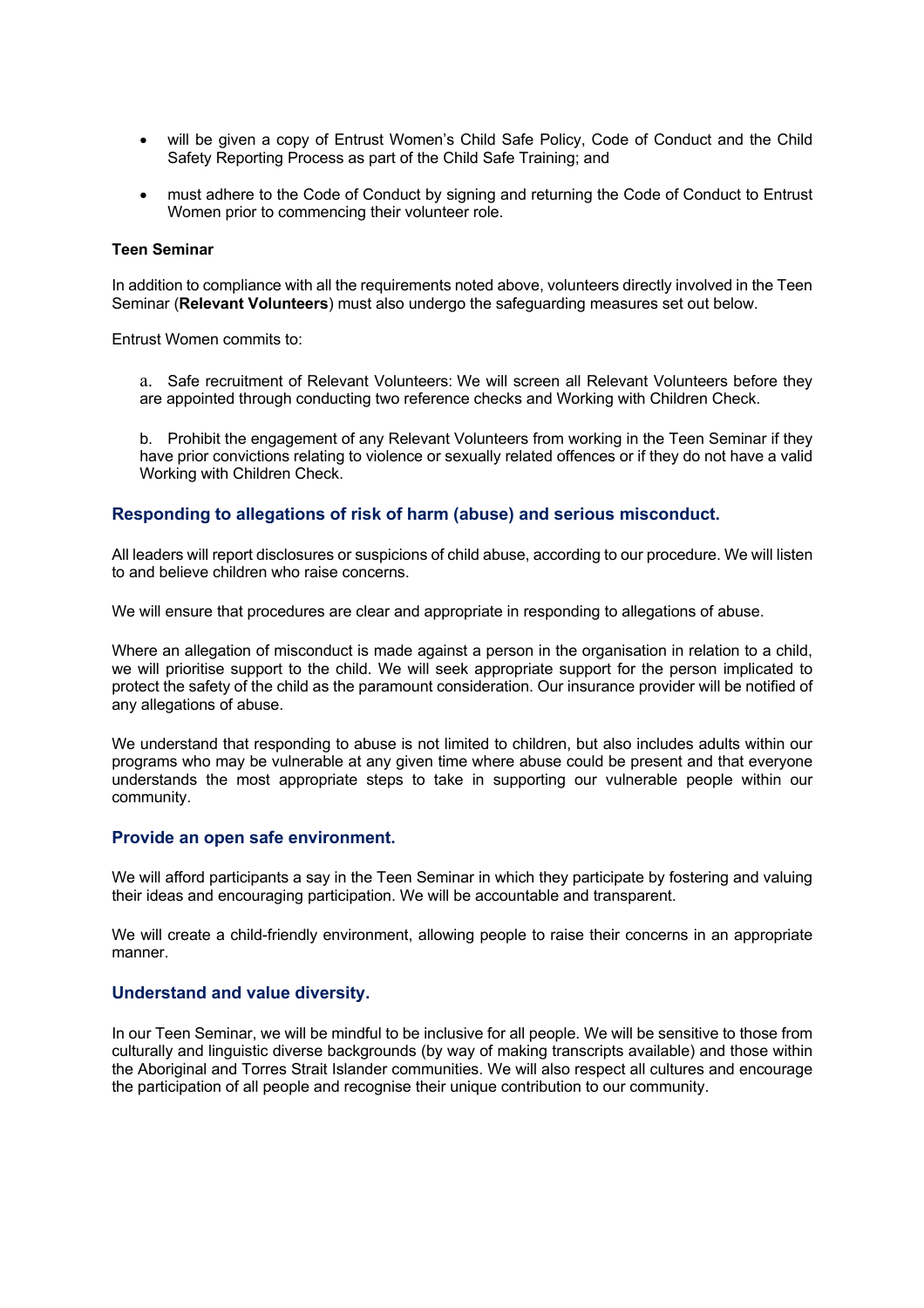- will be given a copy of Entrust Women's Child Safe Policy, Code of Conduct and the Child Safety Reporting Process as part of the Child Safe Training; and
- must adhere to the Code of Conduct by signing and returning the Code of Conduct to Entrust Women prior to commencing their volunteer role.

**Teen Seminar**

In addition to compliance with all the requirements noted above, volunteers directly involved in the Teen Seminar (**Relevant Volunteers**) must also undergo the safeguarding measures set out below.

Entrust Women commits to:

a. Safe recruitment of Relevant Volunteers: We will screen all Relevant Volunteers before they are appointed through conducting two reference checks and Working with Children Check.

b. Prohibit the engagement of any Relevant Volunteers from working in the Teen Seminar if they have prior convictions relating to violence or sexually related offences or if they do not have a valid Working with Children Check.

### Responding to allegations of risk of harm (abuse) and serious misconduct.

All leaders will report disclosures or suspicions of child abuse, according to our procedure. We will listen to and believe children who raise concerns.

We will ensure that procedures are clear and appropriate in responding to allegations of abuse.

Where an allegation of misconduct is made against a person in the organisation in relation to a child, we will prioritise support to the child. We will seek appropriate support for the person implicated to protect the safety of the child as the paramount consideration. Our insurance provider will be notified of any allegations of abuse.

We understand that responding to abuse is not limited to children, but also includes adults within our programs who may be vulnerable at any given time where abuse could be present and that everyone understands the most appropriate steps to take in supporting our vulnerable people within our community.

### Provide an open safe environment.

We will afford participants a say in the Teen Seminar in which they participate by fostering and valuing their ideas and encouraging participation. We will be accountable and transparent.

We will create a child-friendly environment, allowing people to raise their concerns in an appropriate manner.

### Understand and value diversity.

In our Teen Seminar, we will be mindful to be inclusive for all people. We will be sensitive to those from culturally and linguistic diverse backgrounds (by way of making transcripts available) and those within the Aboriginal and Torres Strait Islander communities. We will also respect all cultures and encourage the participation of all people and recognise their unique contribution to our community.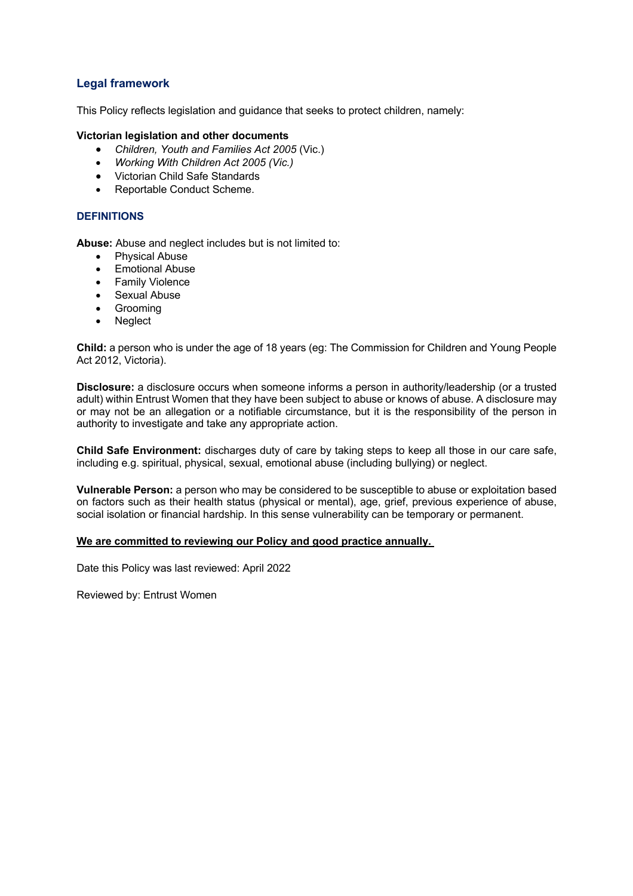## Legal framework

This Policy reflects legislation and guidance that seeks to protect children, namely:

**Victorian legislation and other documents**

- *Children, Youth and Families Act 2005* (Vic.)
- *Working With Children Act 2005 (Vic.)*
- Victorian Child Safe Standards
- Reportable Conduct Scheme.

## DEFINITIONS

**Abuse:** Abuse and neglect includes but is not limited to:

- Physical Abuse
- Emotional Abuse
- Family Violence
- Sexual Abuse
- Grooming
- Neglect

**Child:** a person who is under the age of 18 years (eg: The Commission for Children and Young People Act 2012, Victoria).

**Disclosure:** a disclosure occurs when someone informs a person in authority/leadership (or a trusted adult) within Entrust Women that they have been subject to abuse or knows of abuse. A disclosure may or may not be an allegation or a notifiable circumstance, but it is the responsibility of the person in authority to investigate and take any appropriate action.

**Child Safe Environment:** discharges duty of care by taking steps to keep all those in our care safe, including e.g. spiritual, physical, sexual, emotional abuse (including bullying) or neglect.

**Vulnerable Person:** a person who may be considered to be susceptible to abuse or exploitation based on factors such as their health status (physical or mental), age, grief, previous experience of abuse, social isolation or financial hardship. In this sense vulnerability can be temporary or permanent.

**<u>We are committed to reviewing our Policy and good practice annually.</u>**

Date this Policy was last reviewed: April 2022

Reviewed by: Entrust Women